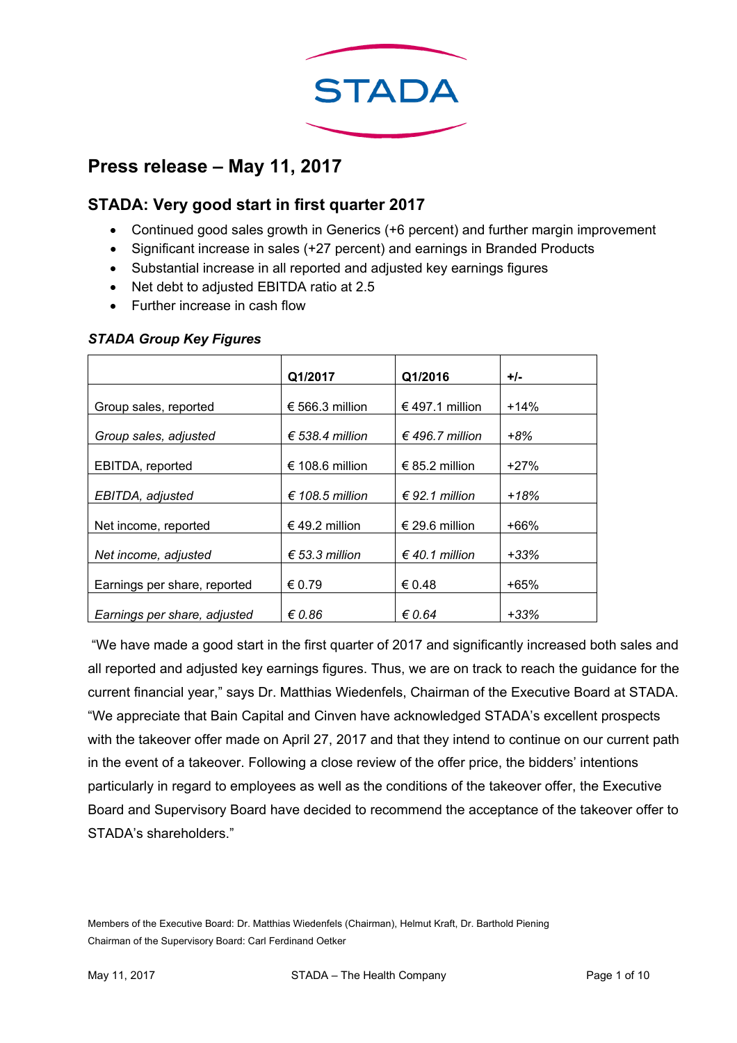# Press release – May 11, 2017

## STADA: Very good start in first quarter 2017

- Continued good sales growth in Generics (+6 percent) and further margin improvement
- Significant increase in sales (+27 percent) and earnings in Branded Products
- Substantial increase in all reported and adjusted key earnings figures
- Net debt to adjusted EBITDA ratio at 2.5
- Further increase in cash flow

### *STADA Group Key Figures*

| | Q1/2017 | Q1/2016 | +/- |
|---|---|---|---|
| Group sales, reported | € 566.3 million | € 497.1 million | +14% |
| *Group sales, adjusted* | *€ 538.4 million* | *€ 496.7 million* | *+8%* |
| EBITDA, reported | € 108.6 million | € 85.2 million | +27% |
| *EBITDA, adjusted* | *€ 108.5 million* | *€ 92.1 million* | *+18%* |
| Net income, reported | € 49.2 million | € 29.6 million | +66% |
| *Net income, adjusted* | *€ 53.3 million* | *€ 40.1 million* | *+33%* |
| Earnings per share, reported | € 0.79 | € 0.48 | +65% |
| *Earnings per share, adjusted* | *€ 0.86* | *€ 0.64* | *+33%* |

"We have made a good start in the first quarter of 2017 and significantly increased both sales and all reported and adjusted key earnings figures. Thus, we are on track to reach the guidance for the current financial year," says Dr. Matthias Wiedenfels, Chairman of the Executive Board at STADA. "We appreciate that Bain Capital and Cinven have acknowledged STADA's excellent prospects with the takeover offer made on April 27, 2017 and that they intend to continue on our current path in the event of a takeover. Following a close review of the offer price, the bidders' intentions particularly in regard to employees as well as the conditions of the takeover offer, the Executive Board and Supervisory Board have decided to recommend the acceptance of the takeover offer to STADA's shareholders."

Members of the Executive Board: Dr. Matthias Wiedenfels (Chairman), Helmut Kraft, Dr. Barthold Piening
Chairman of the Supervisory Board: Carl Ferdinand Oetker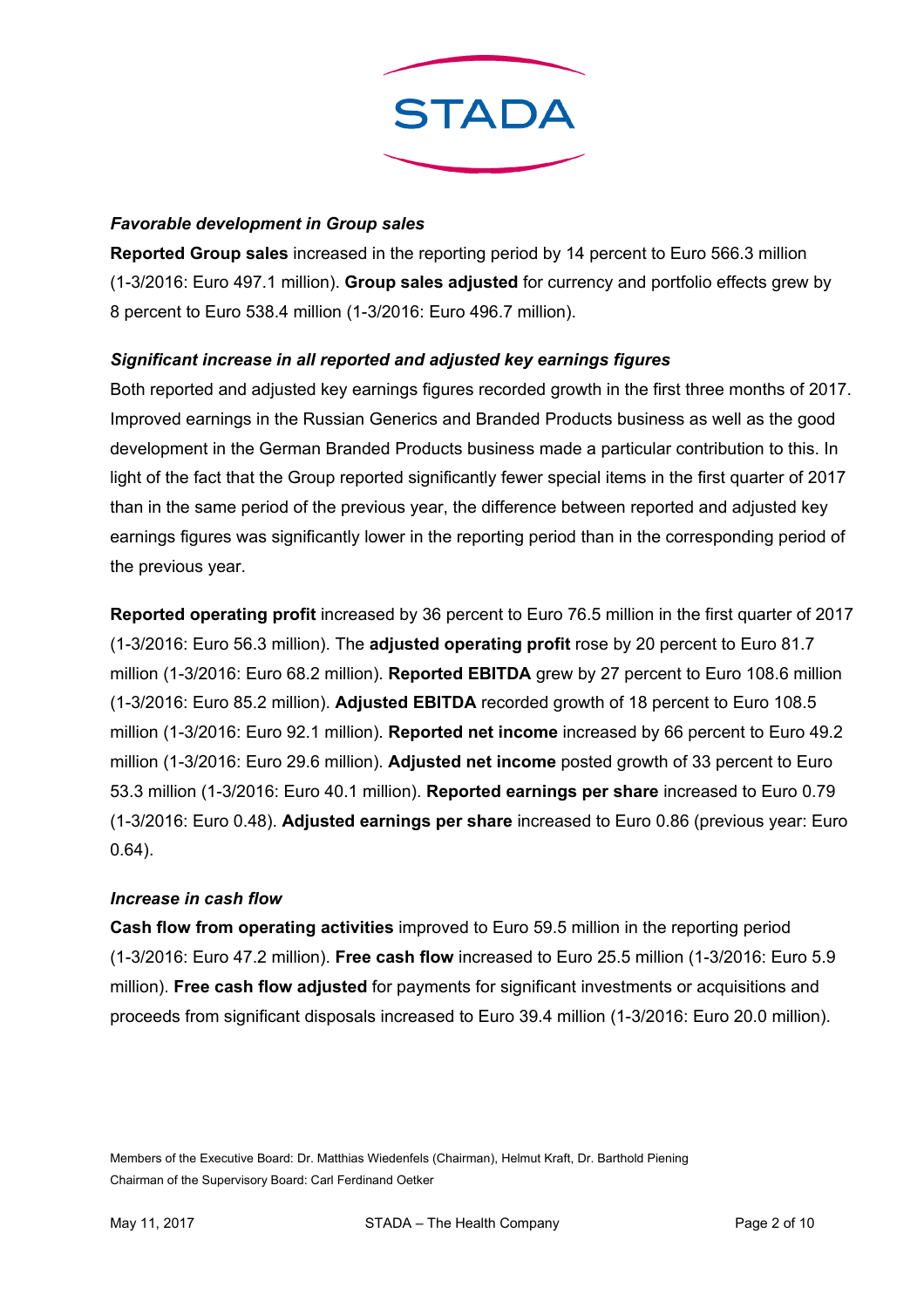***Favorable development in Group sales***

**Reported Group sales** increased in the reporting period by 14 percent to Euro 566.3 million (1-3/2016: Euro 497.1 million). **Group sales adjusted** for currency and portfolio effects grew by 8 percent to Euro 538.4 million (1-3/2016: Euro 496.7 million).

***Significant increase in all reported and adjusted key earnings figures***

Both reported and adjusted key earnings figures recorded growth in the first three months of 2017. Improved earnings in the Russian Generics and Branded Products business as well as the good development in the German Branded Products business made a particular contribution to this. In light of the fact that the Group reported significantly fewer special items in the first quarter of 2017 than in the same period of the previous year, the difference between reported and adjusted key earnings figures was significantly lower in the reporting period than in the corresponding period of the previous year.

**Reported operating profit** increased by 36 percent to Euro 76.5 million in the first quarter of 2017 (1-3/2016: Euro 56.3 million). The **adjusted operating profit** rose by 20 percent to Euro 81.7 million (1-3/2016: Euro 68.2 million). **Reported EBITDA** grew by 27 percent to Euro 108.6 million (1-3/2016: Euro 85.2 million). **Adjusted EBITDA** recorded growth of 18 percent to Euro 108.5 million (1-3/2016: Euro 92.1 million). **Reported net income** increased by 66 percent to Euro 49.2 million (1-3/2016: Euro 29.6 million). **Adjusted net income** posted growth of 33 percent to Euro 53.3 million (1-3/2016: Euro 40.1 million). **Reported earnings per share** increased to Euro 0.79 (1-3/2016: Euro 0.48). **Adjusted earnings per share** increased to Euro 0.86 (previous year: Euro 0.64).

***Increase in cash flow***

**Cash flow from operating activities** improved to Euro 59.5 million in the reporting period (1-3/2016: Euro 47.2 million). **Free cash flow** increased to Euro 25.5 million (1-3/2016: Euro 5.9 million). **Free cash flow adjusted** for payments for significant investments or acquisitions and proceeds from significant disposals increased to Euro 39.4 million (1-3/2016: Euro 20.0 million).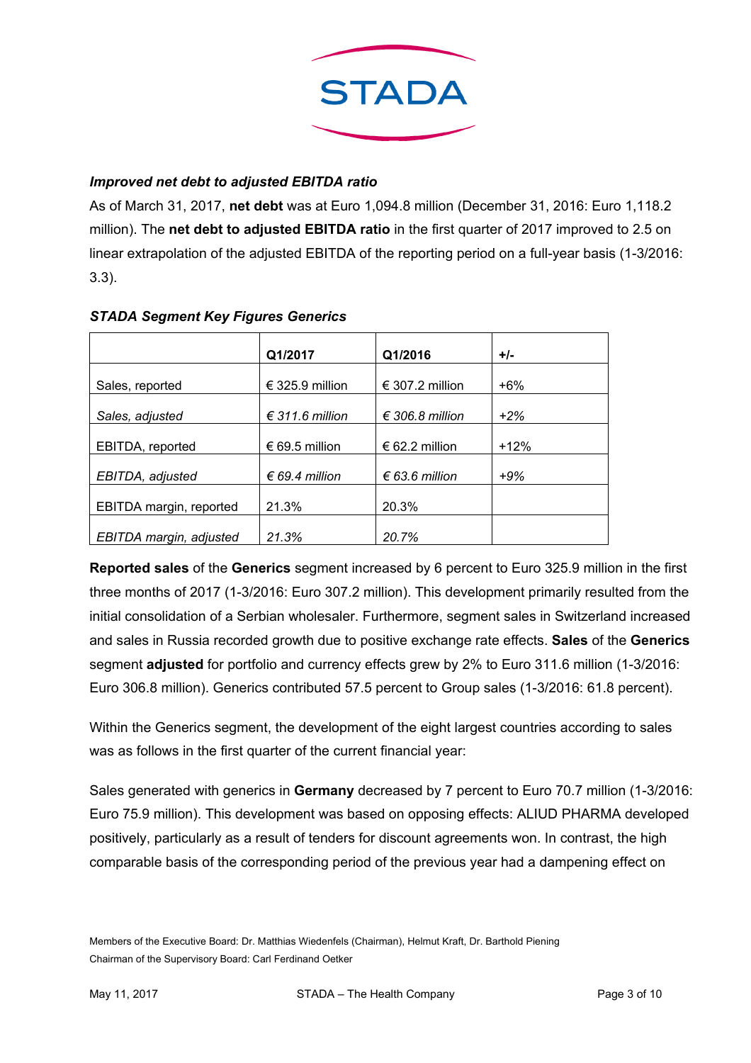***Improved net debt to adjusted EBITDA ratio***

As of March 31, 2017, **net debt** was at Euro 1,094.8 million (December 31, 2016: Euro 1,118.2 million). The **net debt to adjusted EBITDA ratio** in the first quarter of 2017 improved to 2.5 on linear extrapolation of the adjusted EBITDA of the reporting period on a full-year basis (1-3/2016: 3.3).

***STADA Segment Key Figures Generics***

| | **Q1/2017** | **Q1/2016** | **+/-** |
|---|---|---|---|
| Sales, reported | € 325.9 million | € 307.2 million | +6% |
| *Sales, adjusted* | *€ 311.6 million* | *€ 306.8 million* | *+2%* |
| EBITDA, reported | € 69.5 million | € 62.2 million | +12% |
| *EBITDA, adjusted* | *€ 69.4 million* | *€ 63.6 million* | *+9%* |
| EBITDA margin, reported | 21.3% | 20.3% | |
| *EBITDA margin, adjusted* | *21.3%* | *20.7%* | |

**Reported sales** of the **Generics** segment increased by 6 percent to Euro 325.9 million in the first three months of 2017 (1-3/2016: Euro 307.2 million). This development primarily resulted from the initial consolidation of a Serbian wholesaler. Furthermore, segment sales in Switzerland increased and sales in Russia recorded growth due to positive exchange rate effects. **Sales** of the **Generics** segment **adjusted** for portfolio and currency effects grew by 2% to Euro 311.6 million (1-3/2016: Euro 306.8 million). Generics contributed 57.5 percent to Group sales (1-3/2016: 61.8 percent).

Within the Generics segment, the development of the eight largest countries according to sales was as follows in the first quarter of the current financial year:

Sales generated with generics in **Germany** decreased by 7 percent to Euro 70.7 million (1-3/2016: Euro 75.9 million). This development was based on opposing effects: ALIUD PHARMA developed positively, particularly as a result of tenders for discount agreements won. In contrast, the high comparable basis of the corresponding period of the previous year had a dampening effect on

Members of the Executive Board: Dr. Matthias Wiedenfels (Chairman), Helmut Kraft, Dr. Barthold Piening
Chairman of the Supervisory Board: Carl Ferdinand Oetker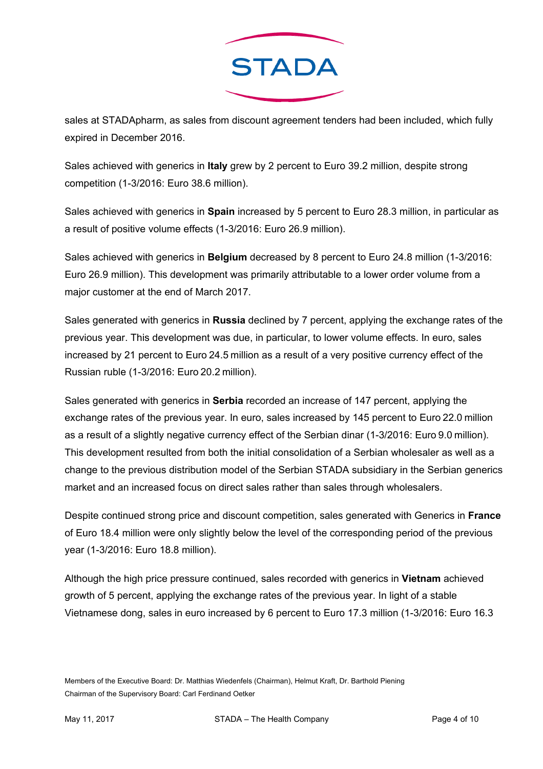sales at STADApharm, as sales from discount agreement tenders had been included, which fully expired in December 2016.

Sales achieved with generics in **Italy** grew by 2 percent to Euro 39.2 million, despite strong competition (1-3/2016: Euro 38.6 million).

Sales achieved with generics in **Spain** increased by 5 percent to Euro 28.3 million, in particular as a result of positive volume effects (1-3/2016: Euro 26.9 million).

Sales achieved with generics in **Belgium** decreased by 8 percent to Euro 24.8 million (1-3/2016: Euro 26.9 million). This development was primarily attributable to a lower order volume from a major customer at the end of March 2017.

Sales generated with generics in **Russia** declined by 7 percent, applying the exchange rates of the previous year. This development was due, in particular, to lower volume effects. In euro, sales increased by 21 percent to Euro 24.5 million as a result of a very positive currency effect of the Russian ruble (1-3/2016: Euro 20.2 million).

Sales generated with generics in **Serbia** recorded an increase of 147 percent, applying the exchange rates of the previous year. In euro, sales increased by 145 percent to Euro 22.0 million as a result of a slightly negative currency effect of the Serbian dinar (1-3/2016: Euro 9.0 million). This development resulted from both the initial consolidation of a Serbian wholesaler as well as a change to the previous distribution model of the Serbian STADA subsidiary in the Serbian generics market and an increased focus on direct sales rather than sales through wholesalers.

Despite continued strong price and discount competition, sales generated with Generics in **France** of Euro 18.4 million were only slightly below the level of the corresponding period of the previous year (1-3/2016: Euro 18.8 million).

Although the high price pressure continued, sales recorded with generics in **Vietnam** achieved growth of 5 percent, applying the exchange rates of the previous year. In light of a stable Vietnamese dong, sales in euro increased by 6 percent to Euro 17.3 million (1-3/2016: Euro 16.3

Members of the Executive Board: Dr. Matthias Wiedenfels (Chairman), Helmut Kraft, Dr. Barthold Piening
Chairman of the Supervisory Board: Carl Ferdinand Oetker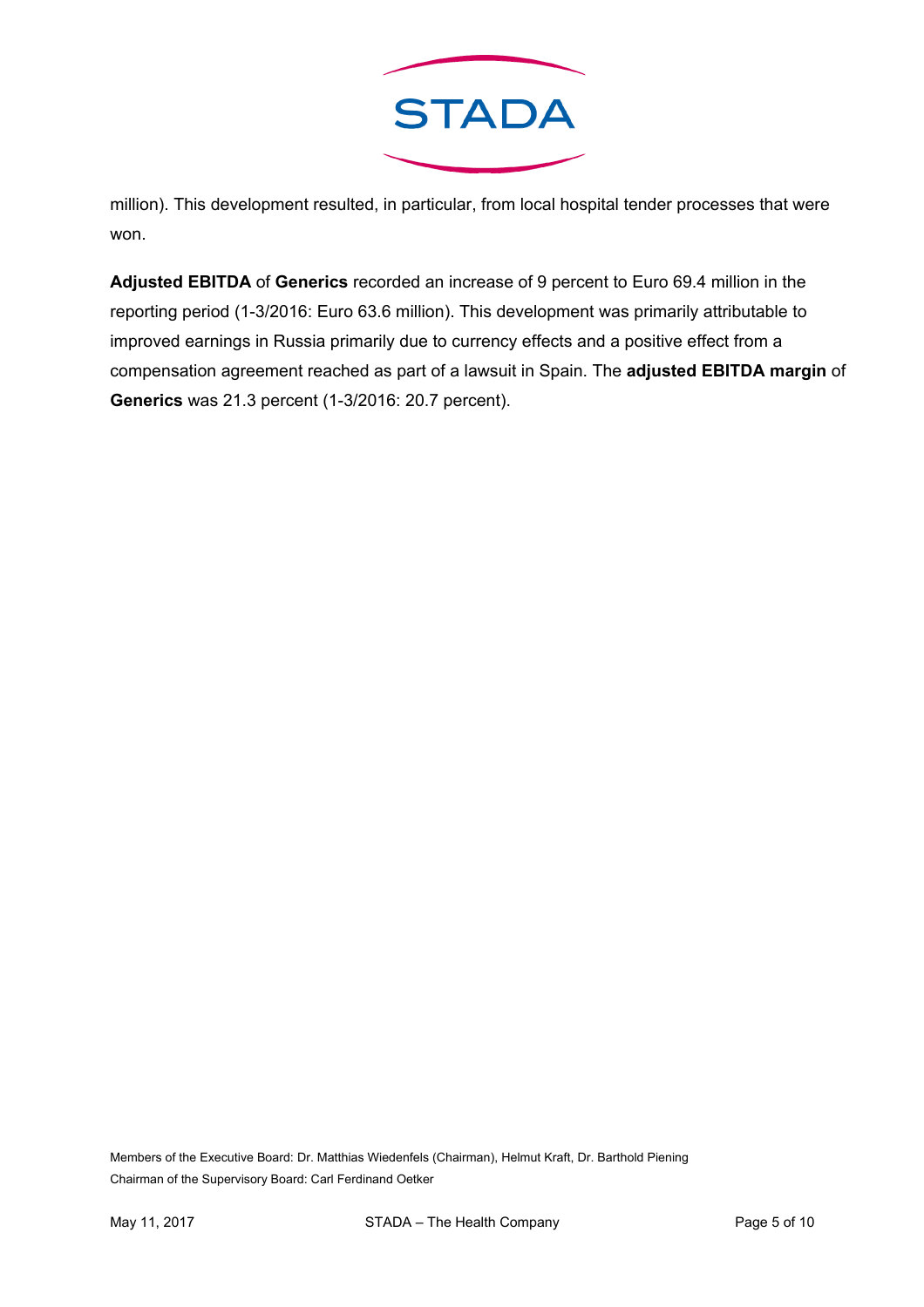million). This development resulted, in particular, from local hospital tender processes that were won.

**Adjusted EBITDA** of **Generics** recorded an increase of 9 percent to Euro 69.4 million in the reporting period (1-3/2016: Euro 63.6 million). This development was primarily attributable to improved earnings in Russia primarily due to currency effects and a positive effect from a compensation agreement reached as part of a lawsuit in Spain. The **adjusted EBITDA margin** of **Generics** was 21.3 percent (1-3/2016: 20.7 percent).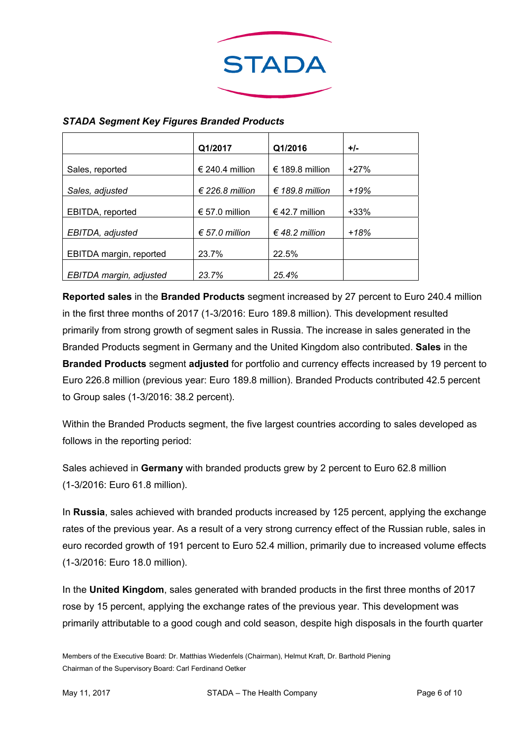***STADA Segment Key Figures Branded Products***

| | **Q1/2017** | **Q1/2016** | **+/-** |
|---|---|---|---|
| Sales, reported | € 240.4 million | € 189.8 million | +27% |
| *Sales, adjusted* | *€ 226.8 million* | *€ 189.8 million* | *+19%* |
| EBITDA, reported | € 57.0 million | € 42.7 million | +33% |
| *EBITDA, adjusted* | *€ 57.0 million* | *€ 48.2 million* | *+18%* |
| EBITDA margin, reported | 23.7% | 22.5% | |
| *EBITDA margin, adjusted* | *23.7%* | *25.4%* | |

**Reported sales** in the **Branded Products** segment increased by 27 percent to Euro 240.4 million in the first three months of 2017 (1-3/2016: Euro 189.8 million). This development resulted primarily from strong growth of segment sales in Russia. The increase in sales generated in the Branded Products segment in Germany and the United Kingdom also contributed. **Sales** in the **Branded Products** segment **adjusted** for portfolio and currency effects increased by 19 percent to Euro 226.8 million (previous year: Euro 189.8 million). Branded Products contributed 42.5 percent to Group sales (1-3/2016: 38.2 percent).

Within the Branded Products segment, the five largest countries according to sales developed as follows in the reporting period:

Sales achieved in **Germany** with branded products grew by 2 percent to Euro 62.8 million (1-3/2016: Euro 61.8 million).

In **Russia**, sales achieved with branded products increased by 125 percent, applying the exchange rates of the previous year. As a result of a very strong currency effect of the Russian ruble, sales in euro recorded growth of 191 percent to Euro 52.4 million, primarily due to increased volume effects (1-3/2016: Euro 18.0 million).

In the **United Kingdom**, sales generated with branded products in the first three months of 2017 rose by 15 percent, applying the exchange rates of the previous year. This development was primarily attributable to a good cough and cold season, despite high disposals in the fourth quarter

Members of the Executive Board: Dr. Matthias Wiedenfels (Chairman), Helmut Kraft, Dr. Barthold Piening
Chairman of the Supervisory Board: Carl Ferdinand Oetker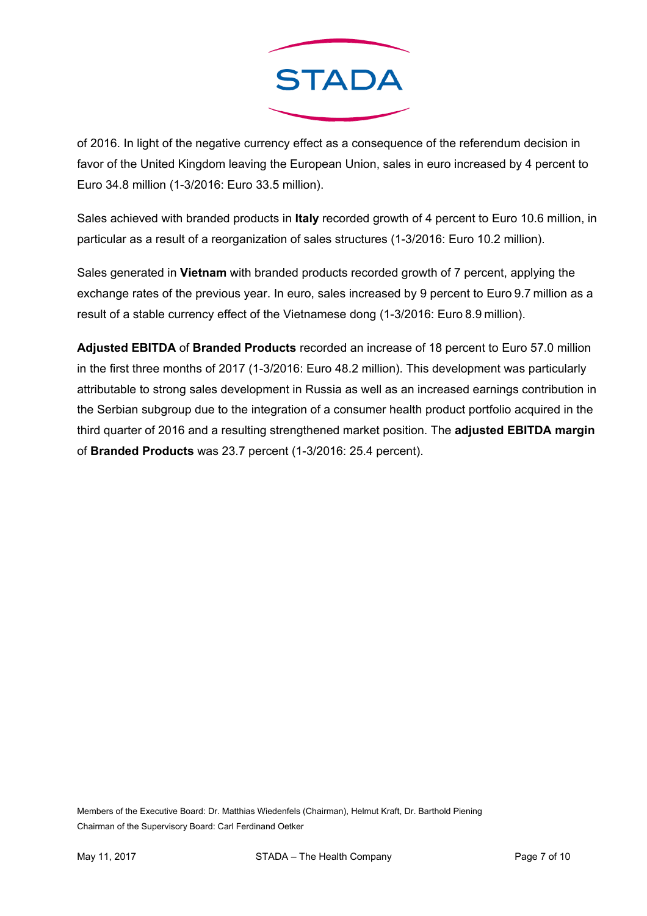of 2016. In light of the negative currency effect as a consequence of the referendum decision in favor of the United Kingdom leaving the European Union, sales in euro increased by 4 percent to Euro 34.8 million (1-3/2016: Euro 33.5 million).

Sales achieved with branded products in **Italy** recorded growth of 4 percent to Euro 10.6 million, in particular as a result of a reorganization of sales structures (1-3/2016: Euro 10.2 million).

Sales generated in **Vietnam** with branded products recorded growth of 7 percent, applying the exchange rates of the previous year. In euro, sales increased by 9 percent to Euro 9.7 million as a result of a stable currency effect of the Vietnamese dong (1-3/2016: Euro 8.9 million).

**Adjusted EBITDA** of **Branded Products** recorded an increase of 18 percent to Euro 57.0 million in the first three months of 2017 (1-3/2016: Euro 48.2 million). This development was particularly attributable to strong sales development in Russia as well as an increased earnings contribution in the Serbian subgroup due to the integration of a consumer health product portfolio acquired in the third quarter of 2016 and a resulting strengthened market position. The **adjusted EBITDA margin** of **Branded Products** was 23.7 percent (1-3/2016: 25.4 percent).

Members of the Executive Board: Dr. Matthias Wiedenfels (Chairman), Helmut Kraft, Dr. Barthold Piening
Chairman of the Supervisory Board: Carl Ferdinand Oetker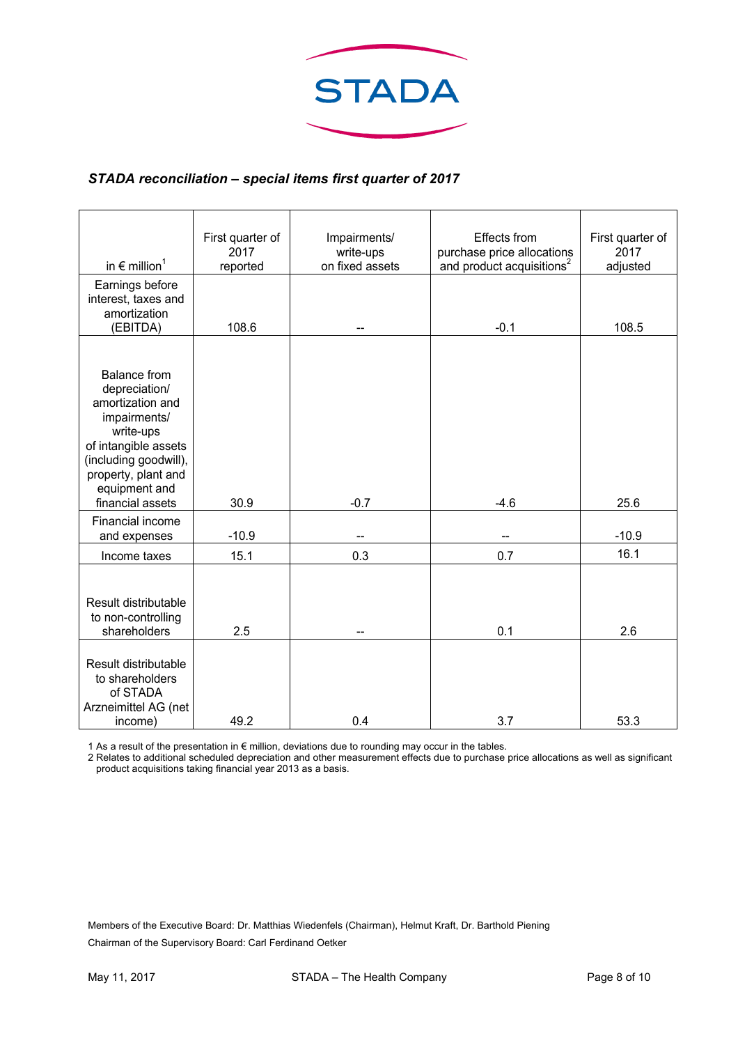STADA

***STADA reconciliation – special items first quarter of 2017***

| in € million[1] | First quarter of 2017 reported | Impairments/ write-ups on fixed assets | Effects from purchase price allocations and product acquisitions[2] | First quarter of 2017 adjusted |
|---|---|---|---|---|
| Earnings before interest, taxes and amortization (EBITDA) | 108.6 | -- | -0.1 | 108.5 |
| Balance from depreciation/ amortization and impairments/ write-ups of intangible assets (including goodwill), property, plant and equipment and financial assets | 30.9 | -0.7 | -4.6 | 25.6 |
| Financial income and expenses | -10.9 | -- | -- | -10.9 |
| Income taxes | 15.1 | 0.3 | 0.7 | 16.1 |
| Result distributable to non-controlling shareholders | 2.5 | -- | 0.1 | 2.6 |
| Result distributable to shareholders of STADA Arzneimittel AG (net income) | 49.2 | 0.4 | 3.7 | 53.3 |

1 As a result of the presentation in € million, deviations due to rounding may occur in the tables.
2 Relates to additional scheduled depreciation and other measurement effects due to purchase price allocations as well as significant product acquisitions taking financial year 2013 as a basis.

Members of the Executive Board: Dr. Matthias Wiedenfels (Chairman), Helmut Kraft, Dr. Barthold Piening
Chairman of the Supervisory Board: Carl Ferdinand Oetker

May 11, 2017 STADA – The Health Company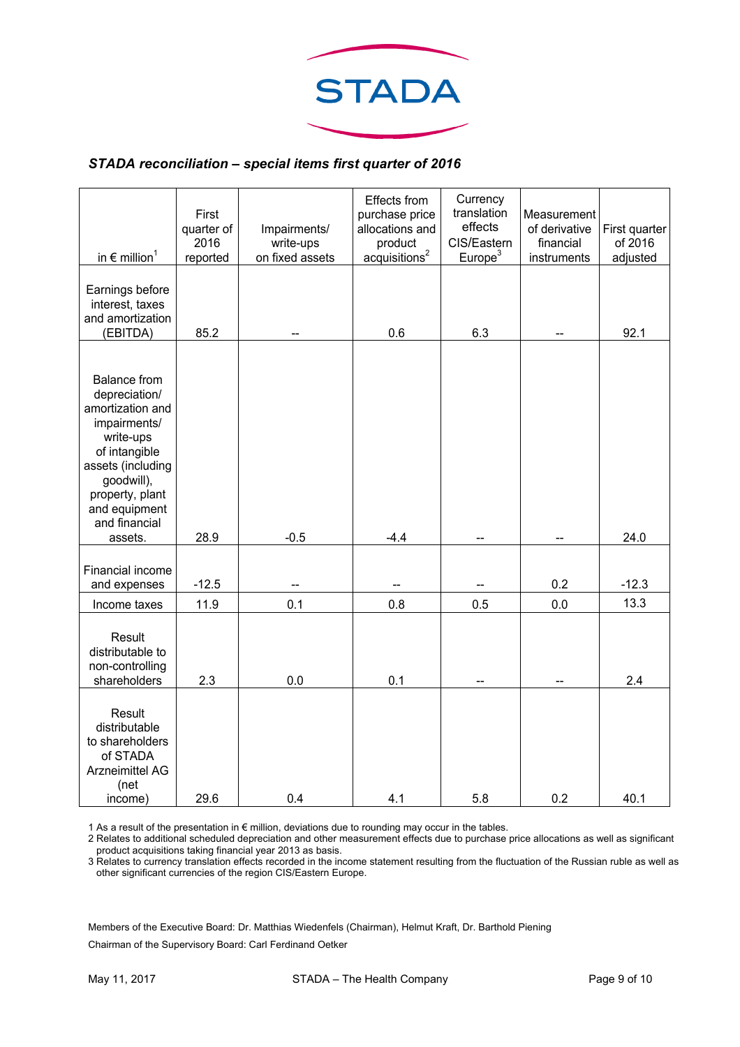*STADA reconciliation – special items first quarter of 2016*

| in € million[1] | First quarter of 2016 reported | Impairments/ write-ups on fixed assets | Effects from purchase price allocations and product acquisitions[2] | Currency translation effects CIS/Eastern Europe[3] | Measurement of derivative financial instruments | First quarter of 2016 adjusted |
|---|---|---|---|---|---|---|
| Earnings before interest, taxes and amortization (EBITDA) | 85.2 | -- | 0.6 | 6.3 | -- | 92.1 |
| Balance from depreciation/ amortization and impairments/ write-ups of intangible assets (including goodwill), property, plant and equipment and financial assets. | 28.9 | -0.5 | -4.4 | -- | -- | 24.0 |
| Financial income and expenses | -12.5 | -- | -- | -- | 0.2 | -12.3 |
| Income taxes | 11.9 | 0.1 | 0.8 | 0.5 | 0.0 | 13.3 |
| Result distributable to non-controlling shareholders | 2.3 | 0.0 | 0.1 | -- | -- | 2.4 |
| Result distributable to shareholders of STADA Arzneimittel AG (net income) | 29.6 | 0.4 | 4.1 | 5.8 | 0.2 | 40.1 |

1 As a result of the presentation in € million, deviations due to rounding may occur in the tables.
2 Relates to additional scheduled depreciation and other measurement effects due to purchase price allocations as well as significant product acquisitions taking financial year 2013 as basis.
3 Relates to currency translation effects recorded in the income statement resulting from the fluctuation of the Russian ruble as well as other significant currencies of the region CIS/Eastern Europe.

Members of the Executive Board: Dr. Matthias Wiedenfels (Chairman), Helmut Kraft, Dr. Barthold Piening

Chairman of the Supervisory Board: Carl Ferdinand Oetker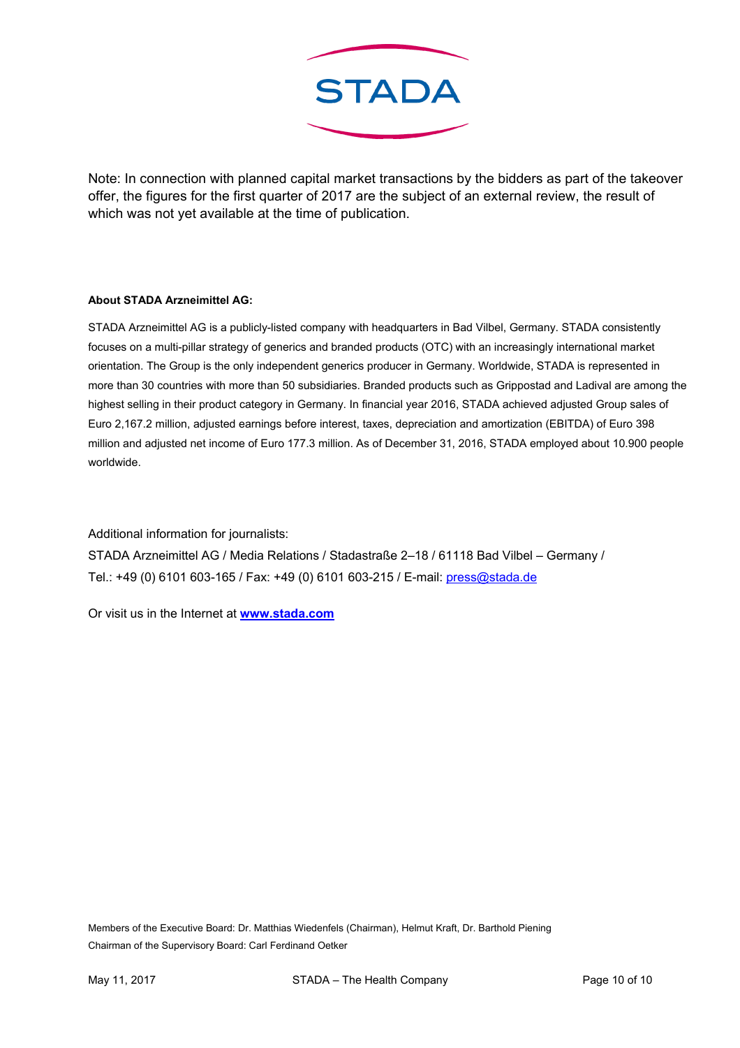Note: In connection with planned capital market transactions by the bidders as part of the takeover offer, the figures for the first quarter of 2017 are the subject of an external review, the result of which was not yet available at the time of publication.

**About STADA Arzneimittel AG:**

STADA Arzneimittel AG is a publicly-listed company with headquarters in Bad Vilbel, Germany. STADA consistently focuses on a multi-pillar strategy of generics and branded products (OTC) with an increasingly international market orientation. The Group is the only independent generics producer in Germany. Worldwide, STADA is represented in more than 30 countries with more than 50 subsidiaries. Branded products such as Grippostad and Ladival are among the highest selling in their product category in Germany. In financial year 2016, STADA achieved adjusted Group sales of Euro 2,167.2 million, adjusted earnings before interest, taxes, depreciation and amortization (EBITDA) of Euro 398 million and adjusted net income of Euro 177.3 million. As of December 31, 2016, STADA employed about 10.900 people worldwide.

Additional information for journalists:
STADA Arzneimittel AG / Media Relations / Stadastraße 2–18 / 61118 Bad Vilbel – Germany /
Tel.: +49 (0) 6101 603-165 / Fax: +49 (0) 6101 603-215 / E-mail: press@stada.de

Or visit us in the Internet at **www.stada.com**

Members of the Executive Board: Dr. Matthias Wiedenfels (Chairman), Helmut Kraft, Dr. Barthold Piening
Chairman of the Supervisory Board: Carl Ferdinand Oetker